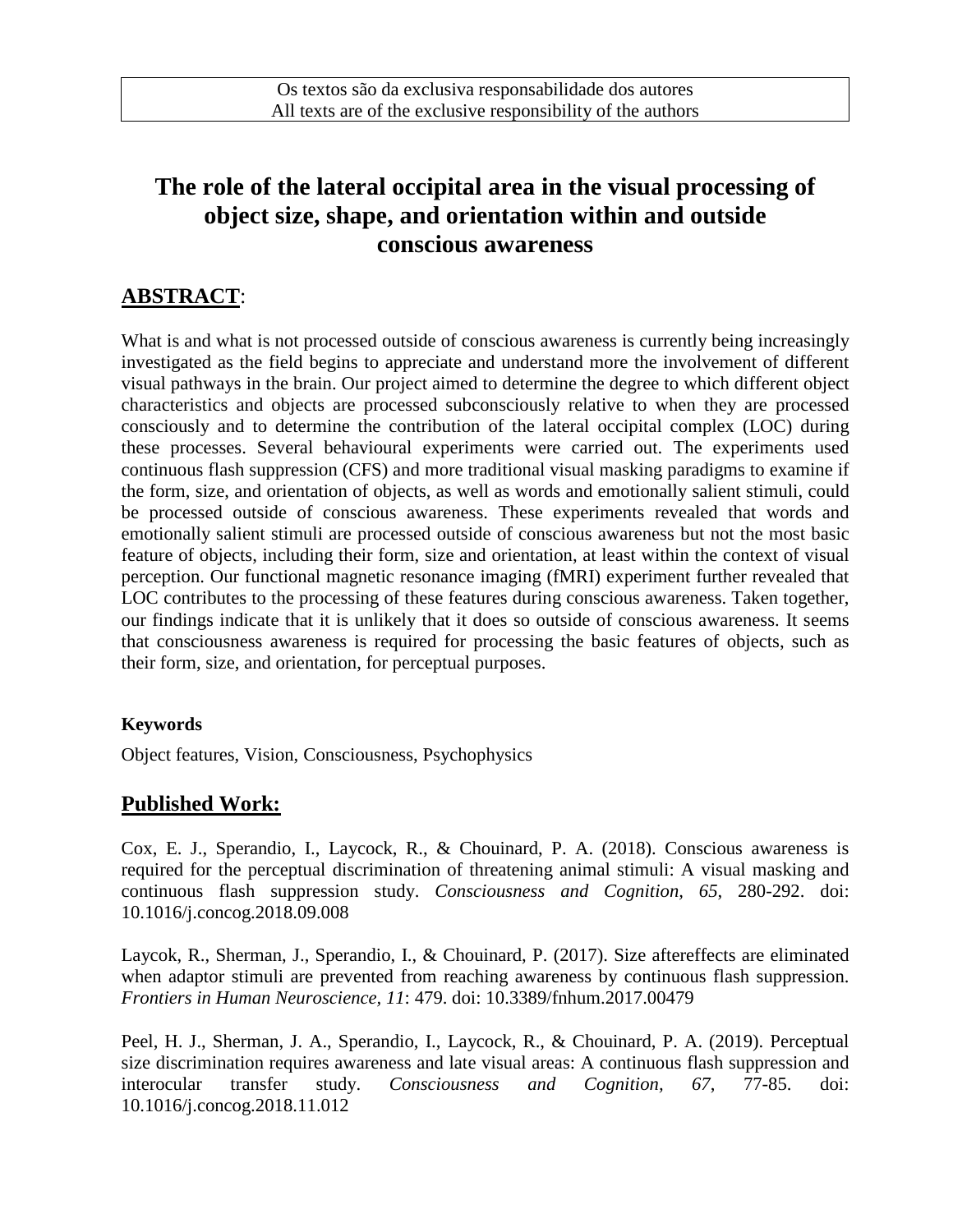Os textos são da exclusiva responsabilidade dos autores
All texts are of the exclusive responsibility of the authors

# The role of the lateral occipital area in the visual processing of object size, shape, and orientation within and outside conscious awareness

## ABSTRACT:

What is and what is not processed outside of conscious awareness is currently being increasingly investigated as the field begins to appreciate and understand more the involvement of different visual pathways in the brain. Our project aimed to determine the degree to which different object characteristics and objects are processed subconsciously relative to when they are processed consciously and to determine the contribution of the lateral occipital complex (LOC) during these processes. Several behavioural experiments were carried out. The experiments used continuous flash suppression (CFS) and more traditional visual masking paradigms to examine if the form, size, and orientation of objects, as well as words and emotionally salient stimuli, could be processed outside of conscious awareness. These experiments revealed that words and emotionally salient stimuli are processed outside of conscious awareness but not the most basic feature of objects, including their form, size and orientation, at least within the context of visual perception. Our functional magnetic resonance imaging (fMRI) experiment further revealed that LOC contributes to the processing of these features during conscious awareness. Taken together, our findings indicate that it is unlikely that it does so outside of conscious awareness. It seems that consciousness awareness is required for processing the basic features of objects, such as their form, size, and orientation, for perceptual purposes.

**Keywords**

Object features, Vision, Consciousness, Psychophysics

## Published Work:

Cox, E. J., Sperandio, I., Laycock, R., & Chouinard, P. A. (2018). Conscious awareness is required for the perceptual discrimination of threatening animal stimuli: A visual masking and continuous flash suppression study. *Consciousness and Cognition, 65*, 280-292. doi: 10.1016/j.concog.2018.09.008

Laycok, R., Sherman, J., Sperandio, I., & Chouinard, P. (2017). Size aftereffects are eliminated when adaptor stimuli are prevented from reaching awareness by continuous flash suppression. *Frontiers in Human Neuroscience, 11*: 479. doi: 10.3389/fnhum.2017.00479

Peel, H. J., Sherman, J. A., Sperandio, I., Laycock, R., & Chouinard, P. A. (2019). Perceptual size discrimination requires awareness and late visual areas: A continuous flash suppression and interocular transfer study. *Consciousness and Cognition, 67*, 77-85. doi: 10.1016/j.concog.2018.11.012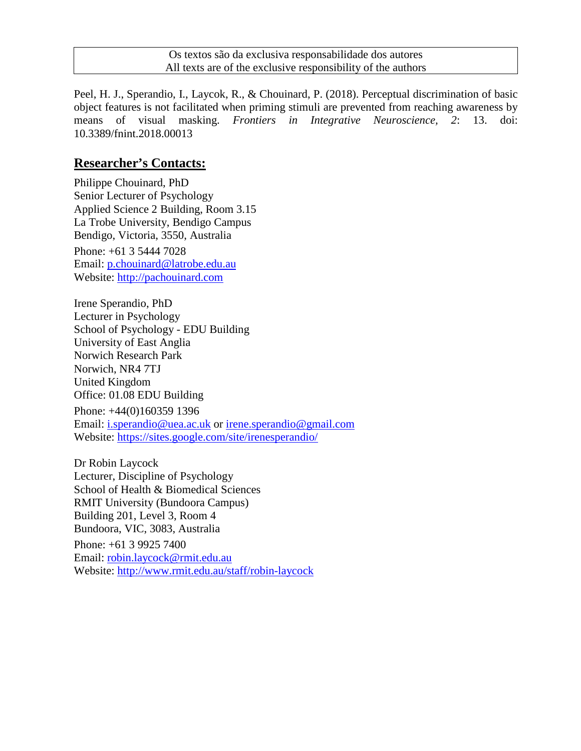Os textos são da exclusiva responsabilidade dos autores
All texts are of the exclusive responsibility of the authors

Peel, H. J., Sperandio, I., Laycok, R., & Chouinard, P. (2018). Perceptual discrimination of basic object features is not facilitated when priming stimuli are prevented from reaching awareness by means of visual masking. *Frontiers in Integrative Neuroscience, 2*: 13. doi: 10.3389/fnint.2018.00013

## Researcher's Contacts:

Philippe Chouinard, PhD
Senior Lecturer of Psychology
Applied Science 2 Building, Room 3.15
La Trobe University, Bendigo Campus
Bendigo, Victoria, 3550, Australia
Phone: +61 3 5444 7028
Email: p.chouinard@latrobe.edu.au
Website: http://pachouinard.com

Irene Sperandio, PhD
Lecturer in Psychology
School of Psychology - EDU Building
University of East Anglia
Norwich Research Park
Norwich, NR4 7TJ
United Kingdom
Office: 01.08 EDU Building
Phone: +44(0)160359 1396
Email: i.sperandio@uea.ac.uk or irene.sperandio@gmail.com
Website: https://sites.google.com/site/irenesperandio/

Dr Robin Laycock
Lecturer, Discipline of Psychology
School of Health & Biomedical Sciences
RMIT University (Bundoora Campus)
Building 201, Level 3, Room 4
Bundoora, VIC, 3083, Australia
Phone: +61 3 9925 7400
Email: robin.laycock@rmit.edu.au
Website: http://www.rmit.edu.au/staff/robin-laycock